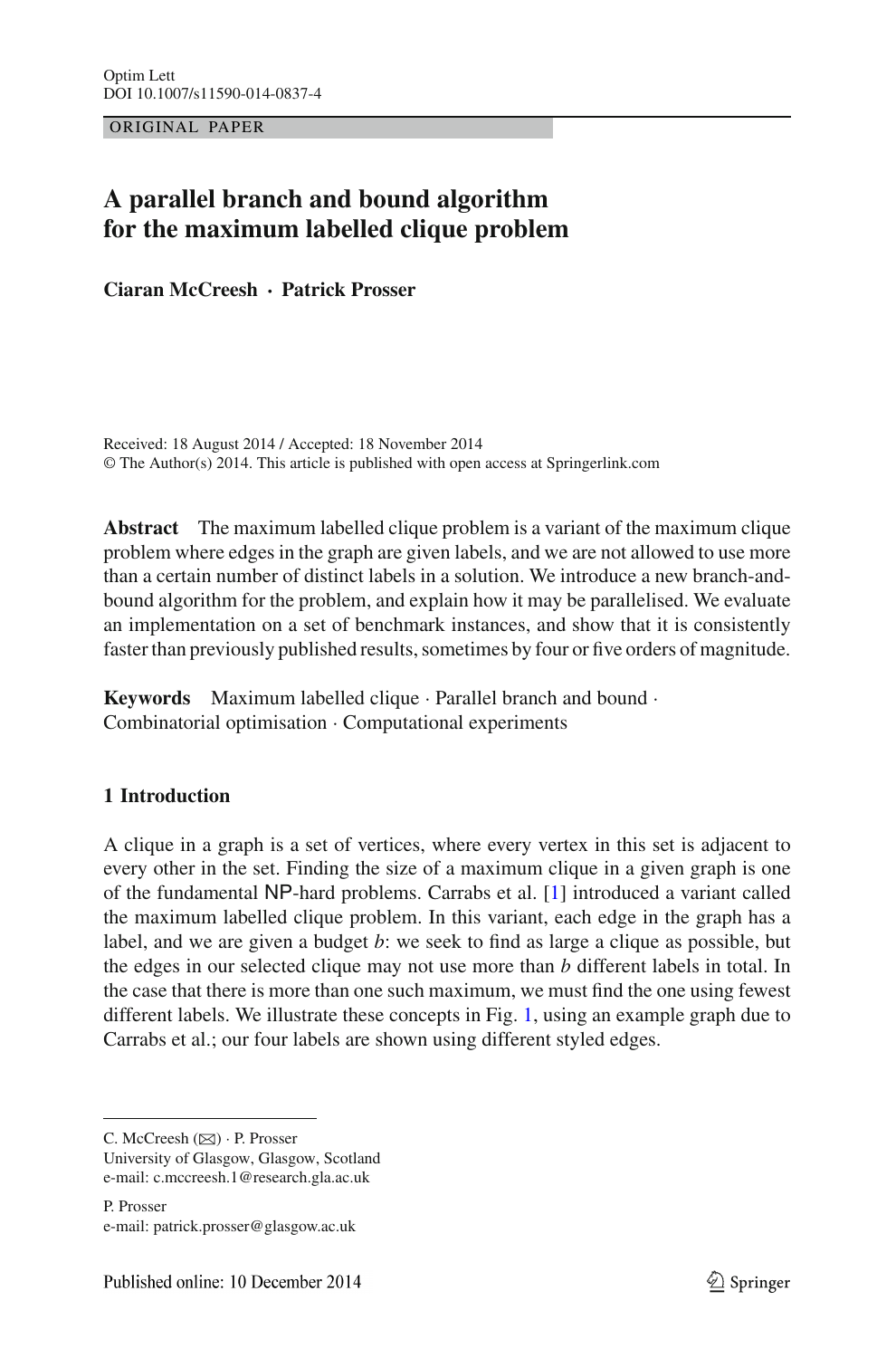ORIGINAL PAPER

# A parallel branch and bound algorithm for the maximum labelled clique problem

**Ciaran McCreesh · Patrick Prosser**

Received: 18 August 2014 / Accepted: 18 November 2014
© The Author(s) 2014. This article is published with open access at Springerlink.com

**Abstract** The maximum labelled clique problem is a variant of the maximum clique problem where edges in the graph are given labels, and we are not allowed to use more than a certain number of distinct labels in a solution. We introduce a new branch-and-bound algorithm for the problem, and explain how it may be parallelised. We evaluate an implementation on a set of benchmark instances, and show that it is consistently faster than previously published results, sometimes by four or five orders of magnitude.

**Keywords** Maximum labelled clique · Parallel branch and bound · Combinatorial optimisation · Computational experiments

## 1 Introduction

A clique in a graph is a set of vertices, where every vertex in this set is adjacent to every other in the set. Finding the size of a maximum clique in a given graph is one of the fundamental NP-hard problems. Carrabs et al. [1] introduced a variant called the maximum labelled clique problem. In this variant, each edge in the graph has a label, and we are given a budget $b$: we seek to find as large a clique as possible, but the edges in our selected clique may not use more than $b$ different labels in total. In the case that there is more than one such maximum, we must find the one using fewest different labels. We illustrate these concepts in Fig. 1, using an example graph due to Carrabs et al.; our four labels are shown using different styled edges.

---

C. McCreesh (✉) · P. Prosser
University of Glasgow, Glasgow, Scotland
e-mail: c.mccreesh.1@research.gla.ac.uk

P. Prosser
e-mail: patrick.prosser@glasgow.ac.uk

Published online: 10 December 2014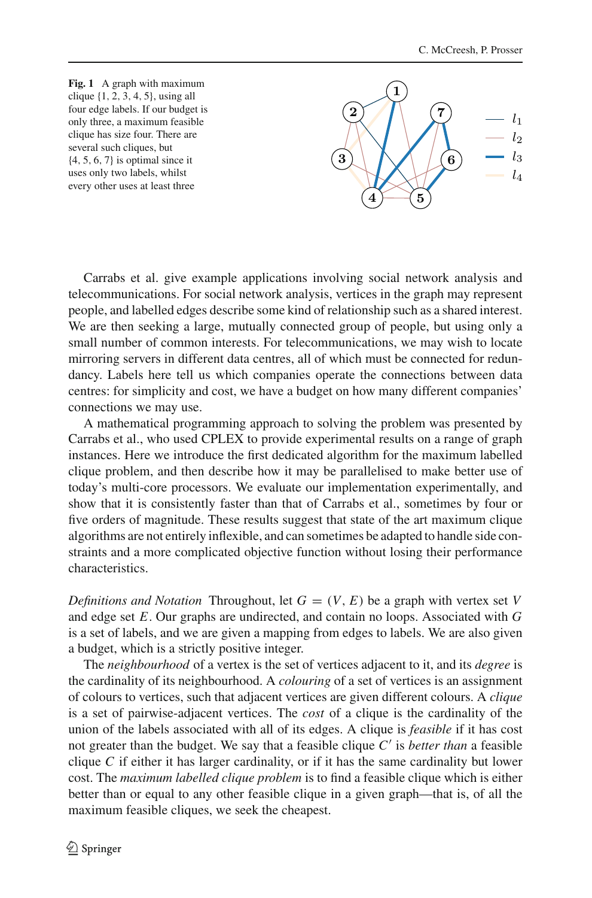**Fig. 1** A graph with maximum clique {1, 2, 3, 4, 5}, using all four edge labels. If our budget is only three, a maximum feasible clique has size four. There are several such cliques, but {4, 5, 6, 7} is optimal since it uses only two labels, whilst every other uses at least three

Carrabs et al. give example applications involving social network analysis and telecommunications. For social network analysis, vertices in the graph may represent people, and labelled edges describe some kind of relationship such as a shared interest. We are then seeking a large, mutually connected group of people, but using only a small number of common interests. For telecommunications, we may wish to locate mirroring servers in different data centres, all of which must be connected for redundancy. Labels here tell us which companies operate the connections between data centres: for simplicity and cost, we have a budget on how many different companies' connections we may use.

A mathematical programming approach to solving the problem was presented by Carrabs et al., who used CPLEX to provide experimental results on a range of graph instances. Here we introduce the first dedicated algorithm for the maximum labelled clique problem, and then describe how it may be parallelised to make better use of today's multi-core processors. We evaluate our implementation experimentally, and show that it is consistently faster than that of Carrabs et al., sometimes by four or five orders of magnitude. These results suggest that state of the art maximum clique algorithms are not entirely inflexible, and can sometimes be adapted to handle side constraints and a more complicated objective function without losing their performance characteristics.

*Definitions and Notation* Throughout, let $G = (V, E)$ be a graph with vertex set $V$ and edge set $E$. Our graphs are undirected, and contain no loops. Associated with $G$ is a set of labels, and we are given a mapping from edges to labels. We are also given a budget, which is a strictly positive integer.

The *neighbourhood* of a vertex is the set of vertices adjacent to it, and its *degree* is the cardinality of its neighbourhood. A *colouring* of a set of vertices is an assignment of colours to vertices, such that adjacent vertices are given different colours. A *clique* is a set of pairwise-adjacent vertices. The *cost* of a clique is the cardinality of the union of the labels associated with all of its edges. A clique is *feasible* if it has cost not greater than the budget. We say that a feasible clique $C'$ is *better than* a feasible clique $C$ if either it has larger cardinality, or if it has the same cardinality but lower cost. The *maximum labelled clique problem* is to find a feasible clique which is either better than or equal to any other feasible clique in a given graph—that is, of all the maximum feasible cliques, we seek the cheapest.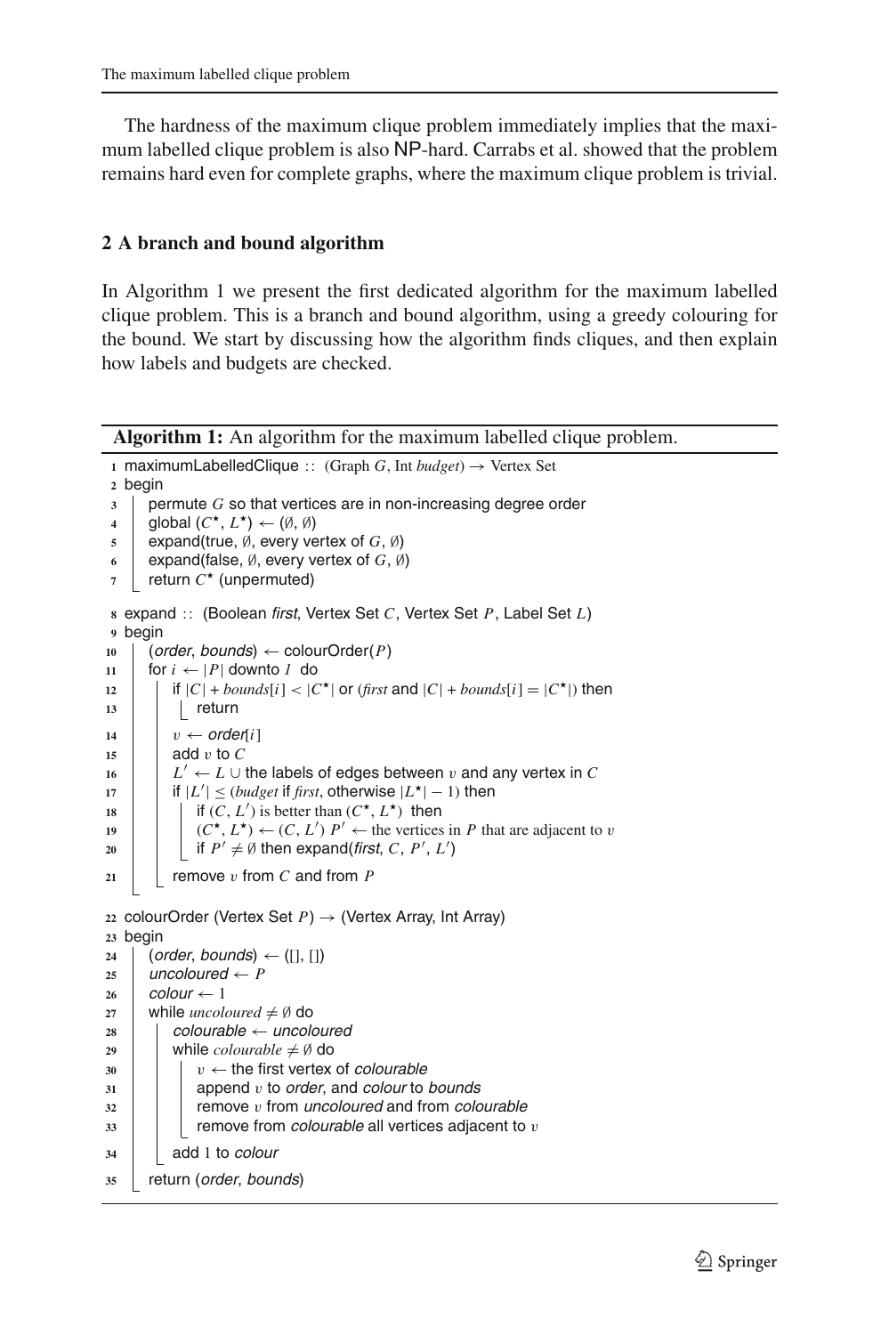The hardness of the maximum clique problem immediately implies that the maximum labelled clique problem is also NP-hard. Carrabs et al. showed that the problem remains hard even for complete graphs, where the maximum clique problem is trivial.

## 2 A branch and bound algorithm

In Algorithm 1 we present the first dedicated algorithm for the maximum labelled clique problem. This is a branch and bound algorithm, using a greedy colouring for the bound. We start by discussing how the algorithm finds cliques, and then explain how labels and budgets are checked.

**Algorithm 1:** An algorithm for the maximum labelled clique problem.

```
1  maximumLabelledClique :: (Graph G, Int budget) → Vertex Set
2  begin
3      permute G so that vertices are in non-increasing degree order
4      global (C*, L*) ← (∅, ∅)
5      expand(true, ∅, every vertex of G, ∅)
6      expand(false, ∅, every vertex of G, ∅)
7      return C* (unpermuted)

8  expand :: (Boolean first, Vertex Set C, Vertex Set P, Label Set L)
9  begin
10     (order, bounds) ← colourOrder(P)
11     for i ← |P| downto 1 do
12         if |C| + bounds[i] < |C*| or (first and |C| + bounds[i] = |C*|) then
13             return
14         v ← order[i]
15         add v to C
16         L' ← L ∪ the labels of edges between v and any vertex in C
17         if |L'| ≤ (budget if first, otherwise |L*| − 1) then
18             if (C, L') is better than (C*, L*) then
19                 (C*, L*) ← (C, L') P' ← the vertices in P that are adjacent to v
20             if P' ≠ ∅ then expand(first, C, P', L')
21         remove v from C and from P

22 colourOrder (Vertex Set P) → (Vertex Array, Int Array)
23 begin
24     (order, bounds) ← ([], [])
25     uncoloured ← P
26     colour ← 1
27     while uncoloured ≠ ∅ do
28         colourable ← uncoloured
29         while colourable ≠ ∅ do
30             v ← the first vertex of colourable
31             append v to order, and colour to bounds
32             remove v from uncoloured and from colourable
33             remove from colourable all vertices adjacent to v
34         add 1 to colour
35     return (order, bounds)
```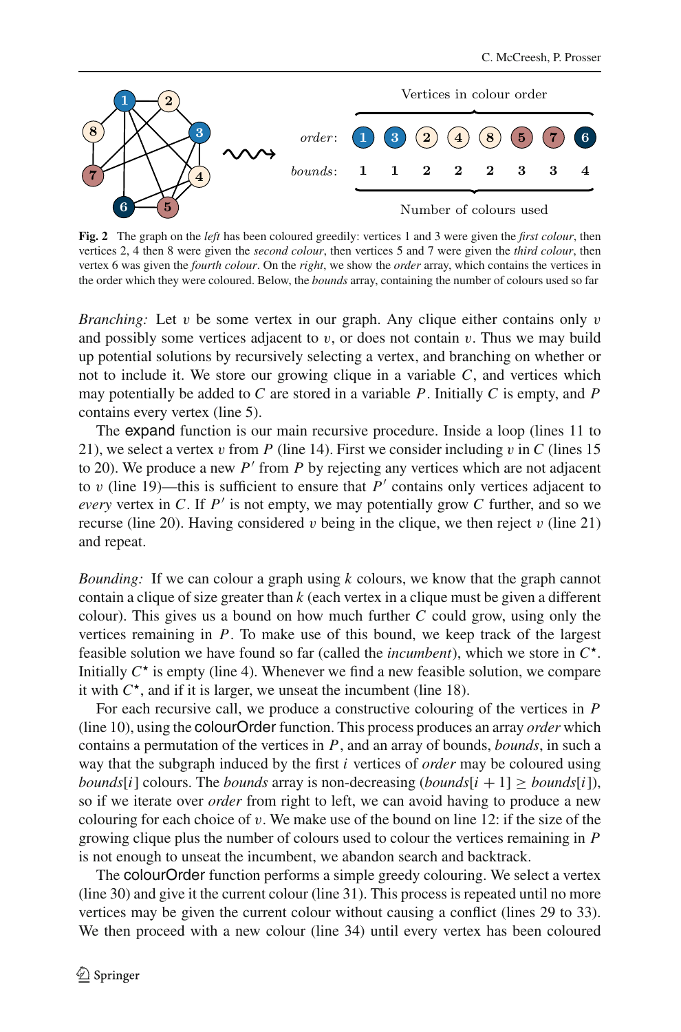**Fig. 2** The graph on the *left* has been coloured greedily: vertices 1 and 3 were given the *first colour*, then vertices 2, 4 then 8 were given the *second colour*, then vertices 5 and 7 were given the *third colour*, then vertex 6 was given the *fourth colour*. On the *right*, we show the *order* array, which contains the vertices in the order which they were coloured. Below, the *bounds* array, containing the number of colours used so far

*Branching:* Let $v$ be some vertex in our graph. Any clique either contains only $v$ and possibly some vertices adjacent to $v$, or does not contain $v$. Thus we may build up potential solutions by recursively selecting a vertex, and branching on whether or not to include it. We store our growing clique in a variable $C$, and vertices which may potentially be added to $C$ are stored in a variable $P$. Initially $C$ is empty, and $P$ contains every vertex (line 5).

The expand function is our main recursive procedure. Inside a loop (lines 11 to 21), we select a vertex $v$ from $P$ (line 14). First we consider including $v$ in $C$ (lines 15 to 20). We produce a new $P'$ from $P$ by rejecting any vertices which are not adjacent to $v$ (line 19)—this is sufficient to ensure that $P'$ contains only vertices adjacent to *every* vertex in $C$. If $P'$ is not empty, we may potentially grow $C$ further, and so we recurse (line 20). Having considered $v$ being in the clique, we then reject $v$ (line 21) and repeat.

*Bounding:* If we can colour a graph using $k$ colours, we know that the graph cannot contain a clique of size greater than $k$ (each vertex in a clique must be given a different colour). This gives us a bound on how much further $C$ could grow, using only the vertices remaining in $P$. To make use of this bound, we keep track of the largest feasible solution we have found so far (called the *incumbent*), which we store in $C^\star$. Initially $C^\star$ is empty (line 4). Whenever we find a new feasible solution, we compare it with $C^\star$, and if it is larger, we unseat the incumbent (line 18).

For each recursive call, we produce a constructive colouring of the vertices in $P$ (line 10), using the colourOrder function. This process produces an array *order* which contains a permutation of the vertices in $P$, and an array of bounds, *bounds*, in such a way that the subgraph induced by the first $i$ vertices of *order* may be coloured using *bounds*$[i]$ colours. The *bounds* array is non-decreasing (*bounds*$[i+1] \geq$ *bounds*$[i]$), so if we iterate over *order* from right to left, we can avoid having to produce a new colouring for each choice of $v$. We make use of the bound on line 12: if the size of the growing clique plus the number of colours used to colour the vertices remaining in $P$ is not enough to unseat the incumbent, we abandon search and backtrack.

The colourOrder function performs a simple greedy colouring. We select a vertex (line 30) and give it the current colour (line 31). This process is repeated until no more vertices may be given the current colour without causing a conflict (lines 29 to 33). We then proceed with a new colour (line 34) until every vertex has been coloured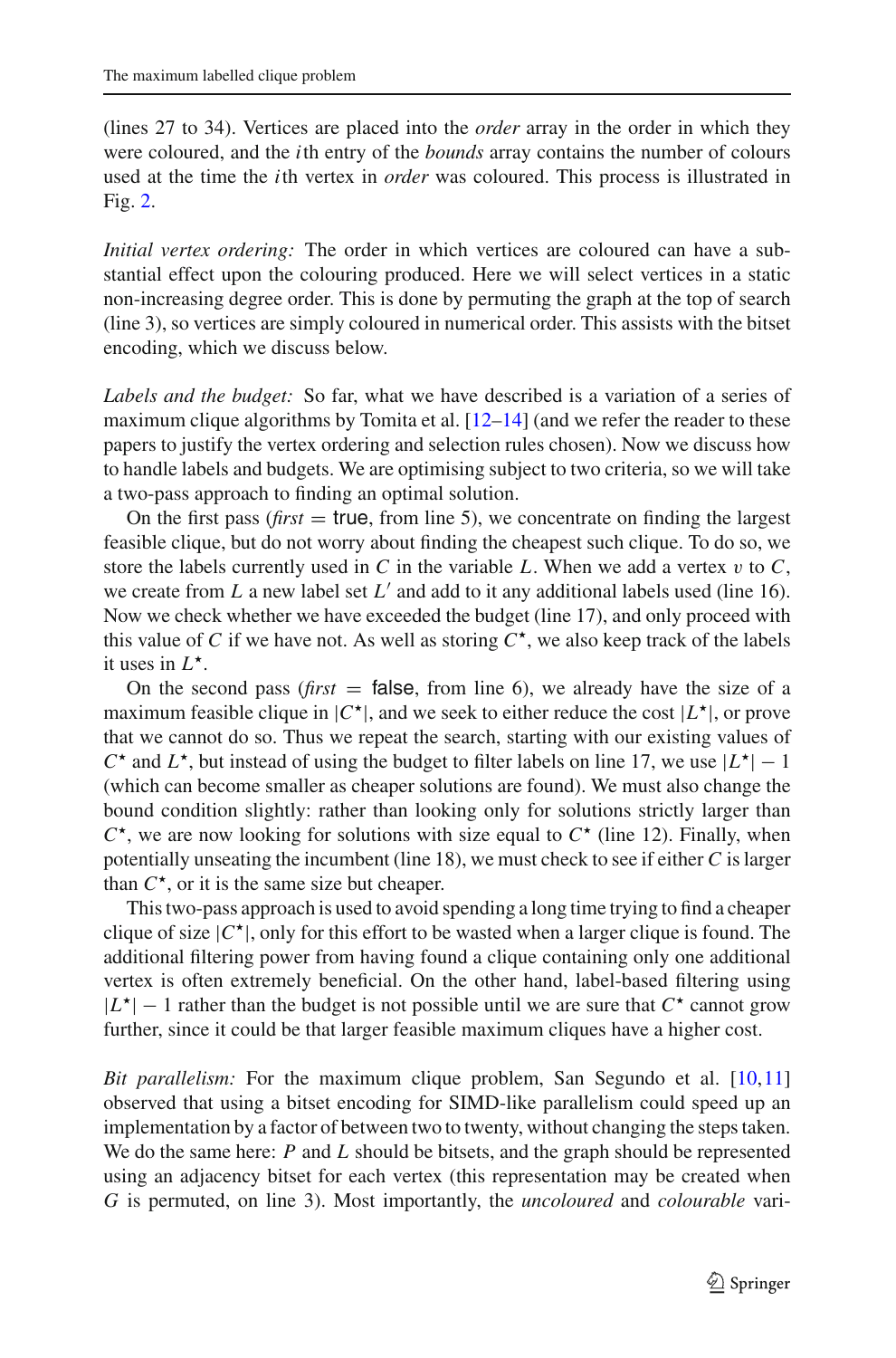(lines 27 to 34). Vertices are placed into the *order* array in the order in which they were coloured, and the $i$th entry of the *bounds* array contains the number of colours used at the time the $i$th vertex in *order* was coloured. This process is illustrated in Fig. 2.

*Initial vertex ordering:* The order in which vertices are coloured can have a substantial effect upon the colouring produced. Here we will select vertices in a static non-increasing degree order. This is done by permuting the graph at the top of search (line 3), so vertices are simply coloured in numerical order. This assists with the bitset encoding, which we discuss below.

*Labels and the budget:* So far, what we have described is a variation of a series of maximum clique algorithms by Tomita et al. [12–14] (and we refer the reader to these papers to justify the vertex ordering and selection rules chosen). Now we discuss how to handle labels and budgets. We are optimising subject to two criteria, so we will take a two-pass approach to finding an optimal solution.

On the first pass ($first$ = true, from line 5), we concentrate on finding the largest feasible clique, but do not worry about finding the cheapest such clique. To do so, we store the labels currently used in $C$ in the variable $L$. When we add a vertex $v$ to $C$, we create from $L$ a new label set $L'$ and add to it any additional labels used (line 16). Now we check whether we have exceeded the budget (line 17), and only proceed with this value of $C$ if we have not. As well as storing $C^{\star}$, we also keep track of the labels it uses in $L^{\star}$.

On the second pass ($first$ = false, from line 6), we already have the size of a maximum feasible clique in $|C^{\star}|$, and we seek to either reduce the cost $|L^{\star}|$, or prove that we cannot do so. Thus we repeat the search, starting with our existing values of $C^{\star}$ and $L^{\star}$, but instead of using the budget to filter labels on line 17, we use $|L^{\star}| - 1$ (which can become smaller as cheaper solutions are found). We must also change the bound condition slightly: rather than looking only for solutions strictly larger than $C^{\star}$, we are now looking for solutions with size equal to $C^{\star}$ (line 12). Finally, when potentially unseating the incumbent (line 18), we must check to see if either $C$ is larger than $C^{\star}$, or it is the same size but cheaper.

This two-pass approach is used to avoid spending a long time trying to find a cheaper clique of size $|C^{\star}|$, only for this effort to be wasted when a larger clique is found. The additional filtering power from having found a clique containing only one additional vertex is often extremely beneficial. On the other hand, label-based filtering using $|L^{\star}| - 1$ rather than the budget is not possible until we are sure that $C^{\star}$ cannot grow further, since it could be that larger feasible maximum cliques have a higher cost.

*Bit parallelism:* For the maximum clique problem, San Segundo et al. [10,11] observed that using a bitset encoding for SIMD-like parallelism could speed up an implementation by a factor of between two to twenty, without changing the steps taken. We do the same here: $P$ and $L$ should be bitsets, and the graph should be represented using an adjacency bitset for each vertex (this representation may be created when $G$ is permuted, on line 3). Most importantly, the *uncoloured* and *colourable* vari-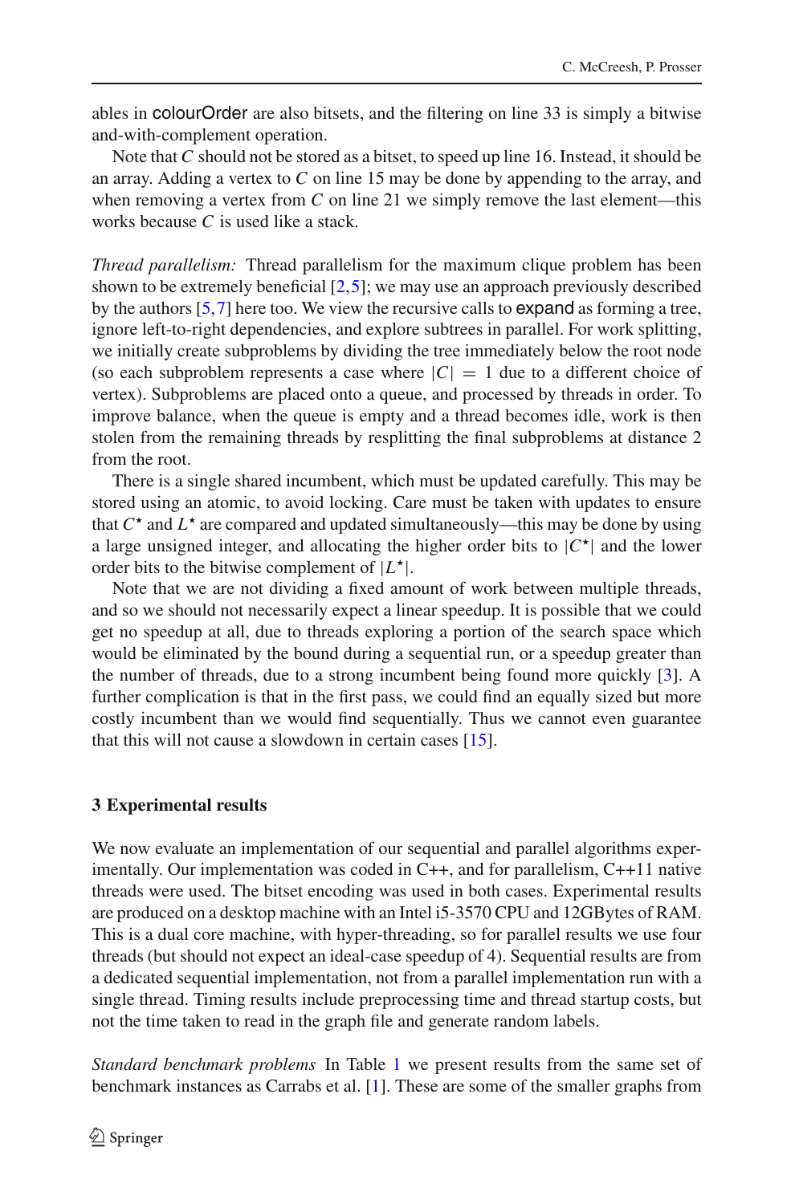ables in colourOrder are also bitsets, and the filtering on line 33 is simply a bitwise and-with-complement operation.

Note that $C$ should not be stored as a bitset, to speed up line 16. Instead, it should be an array. Adding a vertex to $C$ on line 15 may be done by appending to the array, and when removing a vertex from $C$ on line 21 we simply remove the last element—this works because $C$ is used like a stack.

*Thread parallelism:* Thread parallelism for the maximum clique problem has been shown to be extremely beneficial [2,5]; we may use an approach previously described by the authors [5,7] here too. We view the recursive calls to expand as forming a tree, ignore left-to-right dependencies, and explore subtrees in parallel. For work splitting, we initially create subproblems by dividing the tree immediately below the root node (so each subproblem represents a case where $|C| = 1$ due to a different choice of vertex). Subproblems are placed onto a queue, and processed by threads in order. To improve balance, when the queue is empty and a thread becomes idle, work is then stolen from the remaining threads by resplitting the final subproblems at distance 2 from the root.

There is a single shared incumbent, which must be updated carefully. This may be stored using an atomic, to avoid locking. Care must be taken with updates to ensure that $C^\star$ and $L^\star$ are compared and updated simultaneously—this may be done by using a large unsigned integer, and allocating the higher order bits to $|C^\star|$ and the lower order bits to the bitwise complement of $|L^\star|$.

Note that we are not dividing a fixed amount of work between multiple threads, and so we should not necessarily expect a linear speedup. It is possible that we could get no speedup at all, due to threads exploring a portion of the search space which would be eliminated by the bound during a sequential run, or a speedup greater than the number of threads, due to a strong incumbent being found more quickly [3]. A further complication is that in the first pass, we could find an equally sized but more costly incumbent than we would find sequentially. Thus we cannot even guarantee that this will not cause a slowdown in certain cases [15].

## 3 Experimental results

We now evaluate an implementation of our sequential and parallel algorithms experimentally. Our implementation was coded in C++, and for parallelism, C++11 native threads were used. The bitset encoding was used in both cases. Experimental results are produced on a desktop machine with an Intel i5-3570 CPU and 12GBytes of RAM. This is a dual core machine, with hyper-threading, so for parallel results we use four threads (but should not expect an ideal-case speedup of 4). Sequential results are from a dedicated sequential implementation, not from a parallel implementation run with a single thread. Timing results include preprocessing time and thread startup costs, but not the time taken to read in the graph file and generate random labels.

*Standard benchmark problems* In Table 1 we present results from the same set of benchmark instances as Carrabs et al. [1]. These are some of the smaller graphs from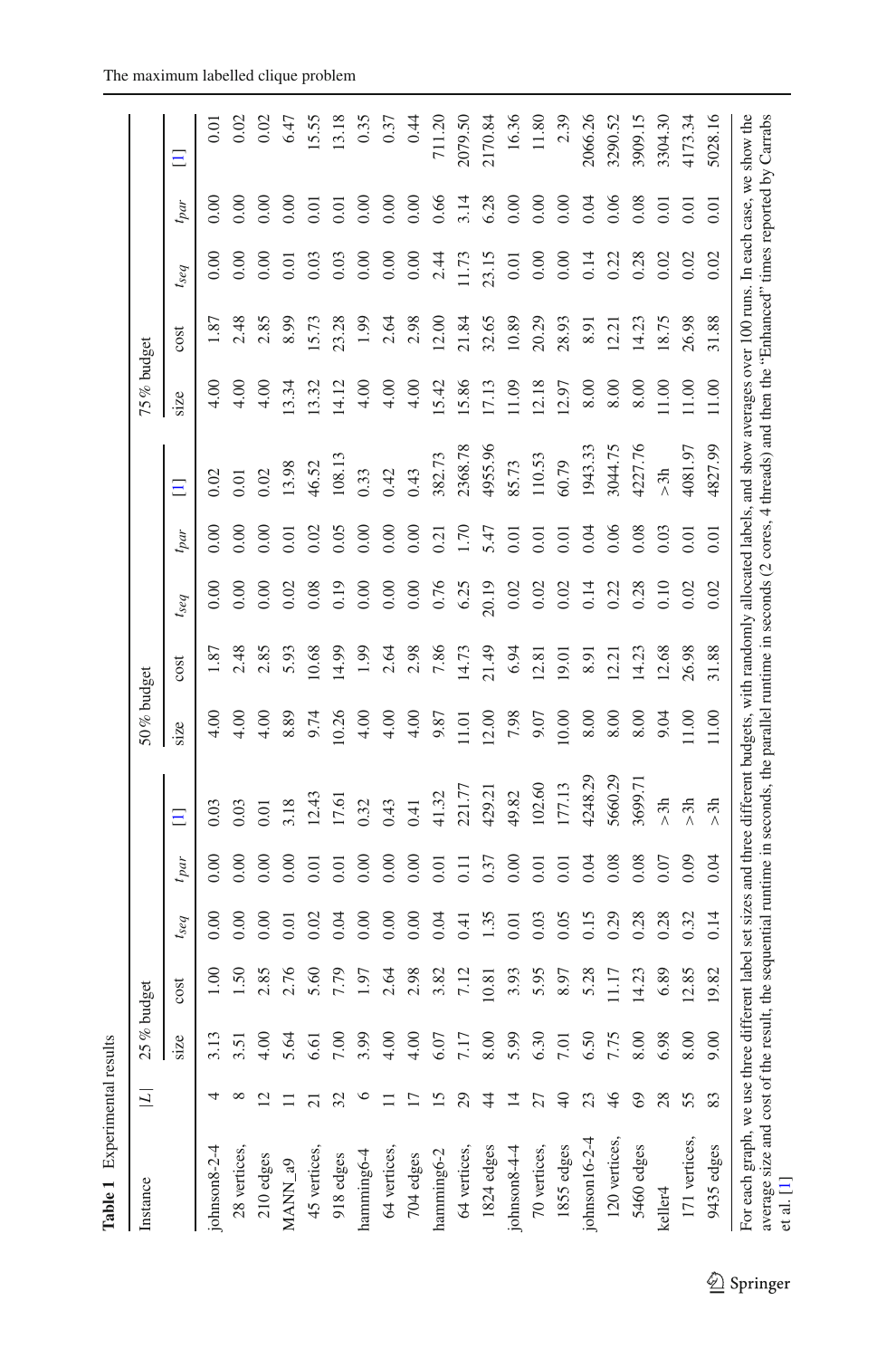**Table 1** Experimental results

| Instance | $\|L\|$ | 25 % budget | | | | | 50 % budget | | | | | 75 % budget | | | | |
|---|---|---|---|---|---|---|---|---|---|---|---|---|---|---|---|---|
| | | size | cost | $t_{seq}$ | $t_{par}$ | [1] | size | cost | $t_{seq}$ | $t_{par}$ | [1] | size | cost | $t_{seq}$ | $t_{par}$ | [1] |
| johnson8-2-4 | 4 | 3.13 | 1.00 | 0.00 | 0.00 | 0.03 | 4.00 | 1.87 | 0.00 | 0.00 | 0.02 | 4.00 | 1.87 | 0.00 | 0.00 | 0.01 |
| 28 vertices, | 8 | 3.51 | 1.50 | 0.00 | 0.00 | 0.03 | 4.00 | 2.48 | 0.00 | 0.00 | 0.01 | 4.00 | 2.48 | 0.00 | 0.00 | 0.02 |
| 210 edges | 12 | 4.00 | 2.85 | 0.00 | 0.00 | 0.01 | 4.00 | 2.85 | 0.00 | 0.00 | 0.02 | 4.00 | 2.85 | 0.00 | 0.00 | 0.02 |
| MANN_a9 | 11 | 5.64 | 2.76 | 0.01 | 0.00 | 3.18 | 8.89 | 5.93 | 0.02 | 0.01 | 13.98 | 13.34 | 8.99 | 0.01 | 0.00 | 6.47 |
| 45 vertices, | 21 | 6.61 | 5.60 | 0.02 | 0.01 | 12.43 | 9.74 | 10.68 | 0.08 | 0.02 | 46.52 | 13.32 | 15.73 | 0.03 | 0.01 | 15.55 |
| 918 edges | 32 | 7.00 | 7.79 | 0.04 | 0.01 | 17.61 | 10.26 | 14.99 | 0.19 | 0.05 | 108.13 | 14.12 | 23.28 | 0.03 | 0.01 | 13.18 |
| hamming6-4 | 6 | 3.99 | 1.97 | 0.00 | 0.00 | 0.32 | 4.00 | 1.99 | 0.00 | 0.00 | 0.33 | 4.00 | 1.99 | 0.00 | 0.00 | 0.35 |
| 64 vertices, | 11 | 4.00 | 2.64 | 0.00 | 0.00 | 0.43 | 4.00 | 2.64 | 0.00 | 0.00 | 0.42 | 4.00 | 2.64 | 0.00 | 0.00 | 0.37 |
| 704 edges | 17 | 4.00 | 2.98 | 0.00 | 0.00 | 0.41 | 4.00 | 2.98 | 0.00 | 0.00 | 0.43 | 4.00 | 2.98 | 0.00 | 0.00 | 0.44 |
| hamming6-2 | 15 | 6.07 | 3.82 | 0.04 | 0.01 | 41.32 | 9.87 | 7.86 | 0.76 | 0.21 | 382.73 | 15.42 | 12.00 | 2.44 | 0.66 | 711.20 |
| 64 vertices, | 29 | 7.17 | 7.12 | 0.41 | 0.11 | 221.77 | 11.01 | 14.73 | 6.25 | 1.70 | 2368.78 | 15.86 | 21.84 | 11.73 | 3.14 | 2079.50 |
| 1824 edges | 44 | 8.00 | 10.81 | 1.35 | 0.37 | 429.21 | 12.00 | 21.49 | 20.19 | 5.47 | 4955.96 | 17.13 | 32.65 | 23.15 | 6.28 | 2170.84 |
| johnson8-4-4 | 14 | 5.99 | 3.93 | 0.01 | 0.00 | 49.82 | 7.98 | 6.94 | 0.02 | 0.01 | 85.73 | 11.09 | 10.89 | 0.01 | 0.00 | 16.36 |
| 70 vertices, | 27 | 6.30 | 5.95 | 0.03 | 0.01 | 102.60 | 9.07 | 12.81 | 0.02 | 0.01 | 110.53 | 12.18 | 20.29 | 0.00 | 0.00 | 11.80 |
| 1855 edges | 40 | 7.01 | 8.97 | 0.05 | 0.01 | 177.13 | 10.00 | 19.01 | 0.02 | 0.01 | 60.79 | 12.97 | 28.93 | 0.00 | 0.00 | 2.39 |
| johnson16-2-4 | 23 | 6.50 | 5.28 | 0.15 | 0.04 | 4248.29 | 8.00 | 8.91 | 0.14 | 0.04 | 1943.33 | 8.00 | 8.91 | 0.14 | 0.04 | 2066.26 |
| 120 vertices, | 46 | 7.75 | 11.17 | 0.29 | 0.08 | 5660.29 | 8.00 | 12.21 | 0.22 | 0.06 | 3044.75 | 8.00 | 12.21 | 0.22 | 0.06 | 3290.52 |
| 5460 edges | 69 | 8.00 | 14.23 | 0.28 | 0.08 | 3699.71 | 8.00 | 14.23 | 0.28 | 0.08 | 4227.76 | 8.00 | 14.23 | 0.28 | 0.08 | 3909.15 |
| keller4 | 28 | 6.98 | 6.89 | 0.28 | 0.07 | >3h | 9.04 | 12.68 | 0.10 | 0.03 | >3h | 11.00 | 18.75 | 0.02 | 0.01 | 3304.30 |
| 171 vertices, | 55 | 8.00 | 12.85 | 0.32 | 0.09 | >3h | 11.00 | 26.98 | 0.02 | 0.01 | 4081.97 | 11.00 | 26.98 | 0.02 | 0.01 | 4173.34 |
| 9435 edges | 83 | 9.00 | 19.82 | 0.14 | 0.04 | >3h | 11.00 | 31.88 | 0.02 | 0.01 | 4827.99 | 11.00 | 31.88 | 0.02 | 0.01 | 5028.16 |

For each graph, we use three different label set sizes and three different budgets, with randomly allocated labels, and show averages over 100 runs. In each case, we show the average size and cost of the result, the sequential runtime in seconds, the parallel runtime in seconds (2 cores, 4 threads) and then the "Enhanced" times reported by Carrabs et al. [1]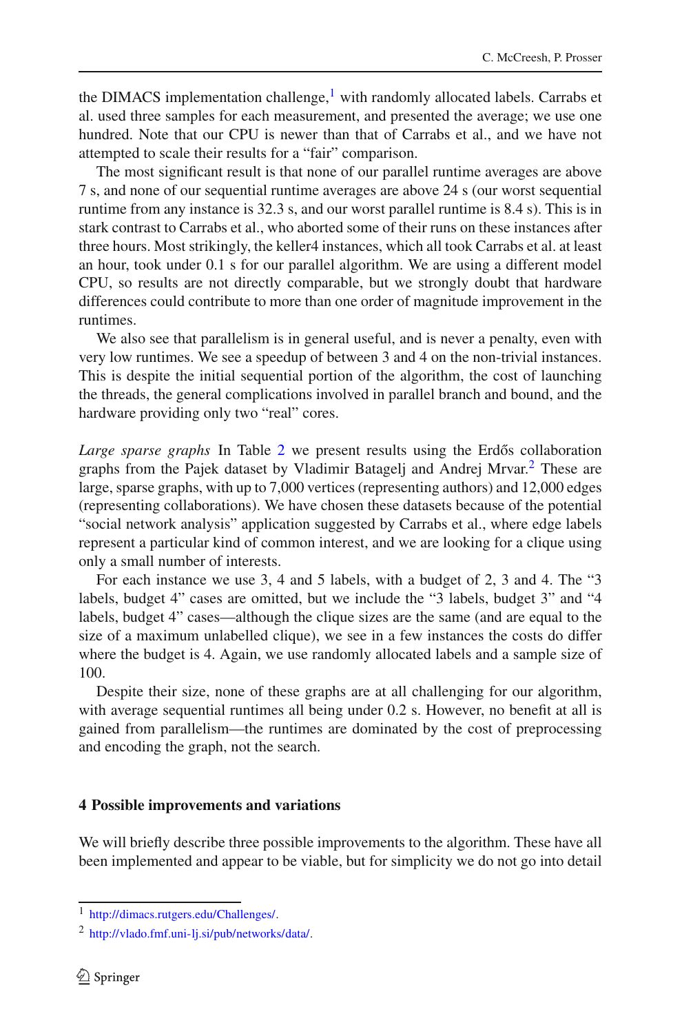the DIMACS implementation challenge,[1] with randomly allocated labels. Carrabs et al. used three samples for each measurement, and presented the average; we use one hundred. Note that our CPU is newer than that of Carrabs et al., and we have not attempted to scale their results for a "fair" comparison.

The most significant result is that none of our parallel runtime averages are above 7 s, and none of our sequential runtime averages are above 24 s (our worst sequential runtime from any instance is 32.3 s, and our worst parallel runtime is 8.4 s). This is in stark contrast to Carrabs et al., who aborted some of their runs on these instances after three hours. Most strikingly, the keller4 instances, which all took Carrabs et al. at least an hour, took under 0.1 s for our parallel algorithm. We are using a different model CPU, so results are not directly comparable, but we strongly doubt that hardware differences could contribute to more than one order of magnitude improvement in the runtimes.

We also see that parallelism is in general useful, and is never a penalty, even with very low runtimes. We see a speedup of between 3 and 4 on the non-trivial instances. This is despite the initial sequential portion of the algorithm, the cost of launching the threads, the general complications involved in parallel branch and bound, and the hardware providing only two "real" cores.

*Large sparse graphs* In Table 2 we present results using the Erdős collaboration graphs from the Pajek dataset by Vladimir Batagelj and Andrej Mrvar.[2] These are large, sparse graphs, with up to 7,000 vertices (representing authors) and 12,000 edges (representing collaborations). We have chosen these datasets because of the potential "social network analysis" application suggested by Carrabs et al., where edge labels represent a particular kind of common interest, and we are looking for a clique using only a small number of interests.

For each instance we use 3, 4 and 5 labels, with a budget of 2, 3 and 4. The "3 labels, budget 4" cases are omitted, but we include the "3 labels, budget 3" and "4 labels, budget 4" cases—although the clique sizes are the same (and are equal to the size of a maximum unlabelled clique), we see in a few instances the costs do differ where the budget is 4. Again, we use randomly allocated labels and a sample size of 100.

Despite their size, none of these graphs are at all challenging for our algorithm, with average sequential runtimes all being under 0.2 s. However, no benefit at all is gained from parallelism—the runtimes are dominated by the cost of preprocessing and encoding the graph, not the search.

## 4 Possible improvements and variations

We will briefly describe three possible improvements to the algorithm. These have all been implemented and appear to be viable, but for simplicity we do not go into detail

[1] http://dimacs.rutgers.edu/Challenges/.

[2] http://vlado.fmf.uni-lj.si/pub/networks/data/.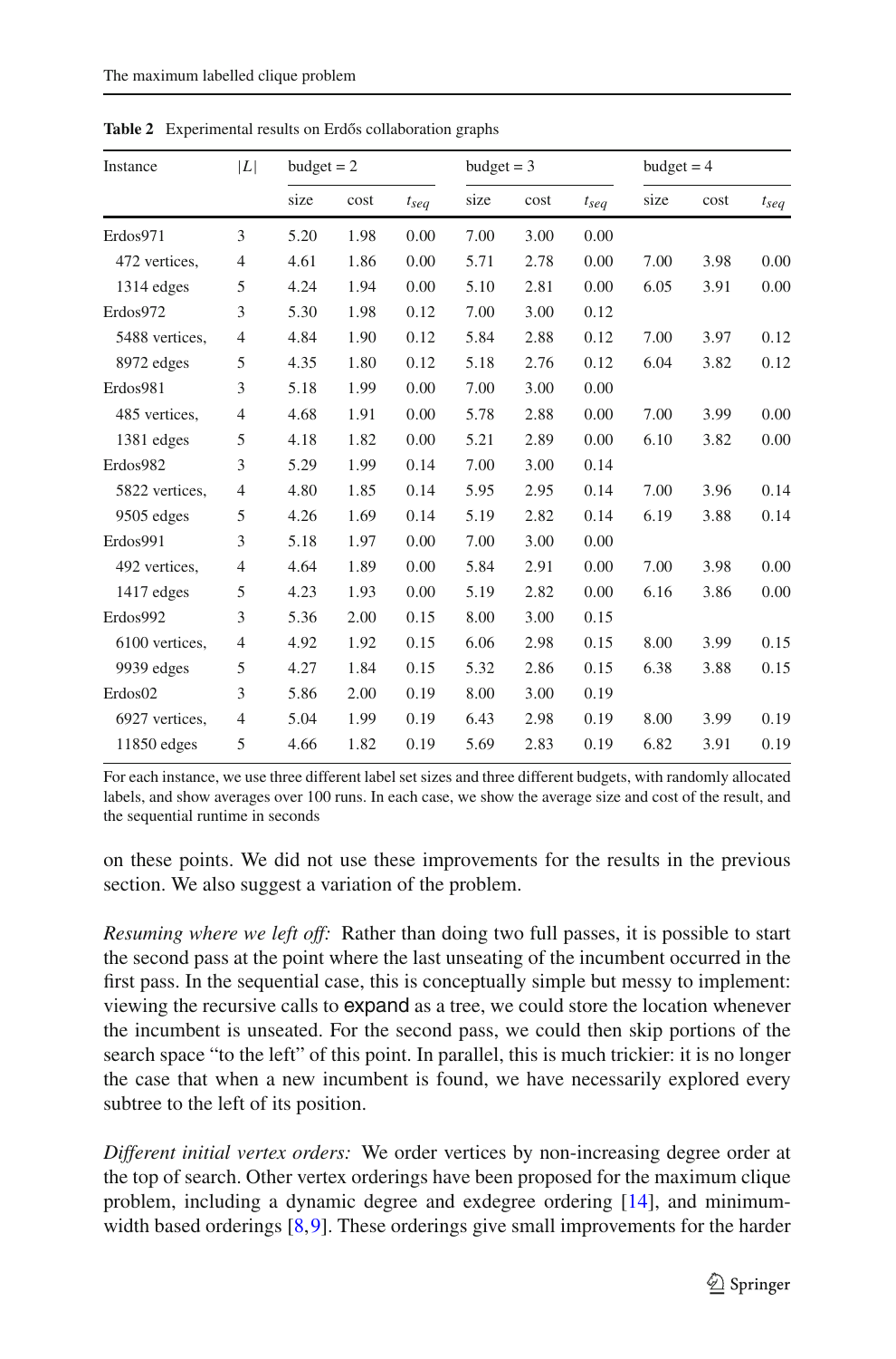**Table 2** Experimental results on Erdős collaboration graphs

| Instance | $\|L\|$ | budget = 2 | | | budget = 3 | | | budget = 4 | | |
|---|---|---|---|---|---|---|---|---|---|---|
| | | size | cost | $t_{seq}$ | size | cost | $t_{seq}$ | size | cost | $t_{seq}$ |
| Erdos971 | 3 | 5.20 | 1.98 | 0.00 | 7.00 | 3.00 | 0.00 | | | |
| 472 vertices, | 4 | 4.61 | 1.86 | 0.00 | 5.71 | 2.78 | 0.00 | 7.00 | 3.98 | 0.00 |
| 1314 edges | 5 | 4.24 | 1.94 | 0.00 | 5.10 | 2.81 | 0.00 | 6.05 | 3.91 | 0.00 |
| Erdos972 | 3 | 5.30 | 1.98 | 0.12 | 7.00 | 3.00 | 0.12 | | | |
| 5488 vertices, | 4 | 4.84 | 1.90 | 0.12 | 5.84 | 2.88 | 0.12 | 7.00 | 3.97 | 0.12 |
| 8972 edges | 5 | 4.35 | 1.80 | 0.12 | 5.18 | 2.76 | 0.12 | 6.04 | 3.82 | 0.12 |
| Erdos981 | 3 | 5.18 | 1.99 | 0.00 | 7.00 | 3.00 | 0.00 | | | |
| 485 vertices, | 4 | 4.68 | 1.91 | 0.00 | 5.78 | 2.88 | 0.00 | 7.00 | 3.99 | 0.00 |
| 1381 edges | 5 | 4.18 | 1.82 | 0.00 | 5.21 | 2.89 | 0.00 | 6.10 | 3.82 | 0.00 |
| Erdos982 | 3 | 5.29 | 1.99 | 0.14 | 7.00 | 3.00 | 0.14 | | | |
| 5822 vertices, | 4 | 4.80 | 1.85 | 0.14 | 5.95 | 2.95 | 0.14 | 7.00 | 3.96 | 0.14 |
| 9505 edges | 5 | 4.26 | 1.69 | 0.14 | 5.19 | 2.82 | 0.14 | 6.19 | 3.88 | 0.14 |
| Erdos991 | 3 | 5.18 | 1.97 | 0.00 | 7.00 | 3.00 | 0.00 | | | |
| 492 vertices, | 4 | 4.64 | 1.89 | 0.00 | 5.84 | 2.91 | 0.00 | 7.00 | 3.98 | 0.00 |
| 1417 edges | 5 | 4.23 | 1.93 | 0.00 | 5.19 | 2.82 | 0.00 | 6.16 | 3.86 | 0.00 |
| Erdos992 | 3 | 5.36 | 2.00 | 0.15 | 8.00 | 3.00 | 0.15 | | | |
| 6100 vertices, | 4 | 4.92 | 1.92 | 0.15 | 6.06 | 2.98 | 0.15 | 8.00 | 3.99 | 0.15 |
| 9939 edges | 5 | 4.27 | 1.84 | 0.15 | 5.32 | 2.86 | 0.15 | 6.38 | 3.88 | 0.15 |
| Erdos02 | 3 | 5.86 | 2.00 | 0.19 | 8.00 | 3.00 | 0.19 | | | |
| 6927 vertices, | 4 | 5.04 | 1.99 | 0.19 | 6.43 | 2.98 | 0.19 | 8.00 | 3.99 | 0.19 |
| 11850 edges | 5 | 4.66 | 1.82 | 0.19 | 5.69 | 2.83 | 0.19 | 6.82 | 3.91 | 0.19 |

For each instance, we use three different label set sizes and three different budgets, with randomly allocated labels, and show averages over 100 runs. In each case, we show the average size and cost of the result, and the sequential runtime in seconds

on these points. We did not use these improvements for the results in the previous section. We also suggest a variation of the problem.

*Resuming where we left off:* Rather than doing two full passes, it is possible to start the second pass at the point where the last unseating of the incumbent occurred in the first pass. In the sequential case, this is conceptually simple but messy to implement: viewing the recursive calls to expand as a tree, we could store the location whenever the incumbent is unseated. For the second pass, we could then skip portions of the search space "to the left" of this point. In parallel, this is much trickier: it is no longer the case that when a new incumbent is found, we have necessarily explored every subtree to the left of its position.

*Different initial vertex orders:* We order vertices by non-increasing degree order at the top of search. Other vertex orderings have been proposed for the maximum clique problem, including a dynamic degree and exdegree ordering [14], and minimum-width based orderings [8,9]. These orderings give small improvements for the harder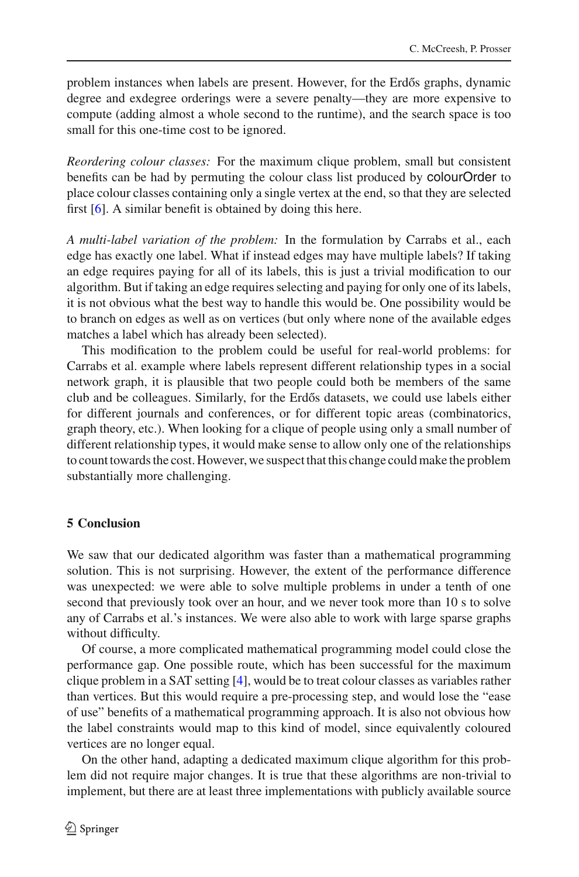problem instances when labels are present. However, for the Erdős graphs, dynamic degree and exdegree orderings were a severe penalty—they are more expensive to compute (adding almost a whole second to the runtime), and the search space is too small for this one-time cost to be ignored.

*Reordering colour classes:* For the maximum clique problem, small but consistent benefits can be had by permuting the colour class list produced by colourOrder to place colour classes containing only a single vertex at the end, so that they are selected first [6]. A similar benefit is obtained by doing this here.

*A multi-label variation of the problem:* In the formulation by Carrabs et al., each edge has exactly one label. What if instead edges may have multiple labels? If taking an edge requires paying for all of its labels, this is just a trivial modification to our algorithm. But if taking an edge requires selecting and paying for only one of its labels, it is not obvious what the best way to handle this would be. One possibility would be to branch on edges as well as on vertices (but only where none of the available edges matches a label which has already been selected).

This modification to the problem could be useful for real-world problems: for Carrabs et al. example where labels represent different relationship types in a social network graph, it is plausible that two people could both be members of the same club and be colleagues. Similarly, for the Erdős datasets, we could use labels either for different journals and conferences, or for different topic areas (combinatorics, graph theory, etc.). When looking for a clique of people using only a small number of different relationship types, it would make sense to allow only one of the relationships to count towards the cost. However, we suspect that this change could make the problem substantially more challenging.

## 5 Conclusion

We saw that our dedicated algorithm was faster than a mathematical programming solution. This is not surprising. However, the extent of the performance difference was unexpected: we were able to solve multiple problems in under a tenth of one second that previously took over an hour, and we never took more than 10 s to solve any of Carrabs et al.'s instances. We were also able to work with large sparse graphs without difficulty.

Of course, a more complicated mathematical programming model could close the performance gap. One possible route, which has been successful for the maximum clique problem in a SAT setting [4], would be to treat colour classes as variables rather than vertices. But this would require a pre-processing step, and would lose the "ease of use" benefits of a mathematical programming approach. It is also not obvious how the label constraints would map to this kind of model, since equivalently coloured vertices are no longer equal.

On the other hand, adapting a dedicated maximum clique algorithm for this problem did not require major changes. It is true that these algorithms are non-trivial to implement, but there are at least three implementations with publicly available source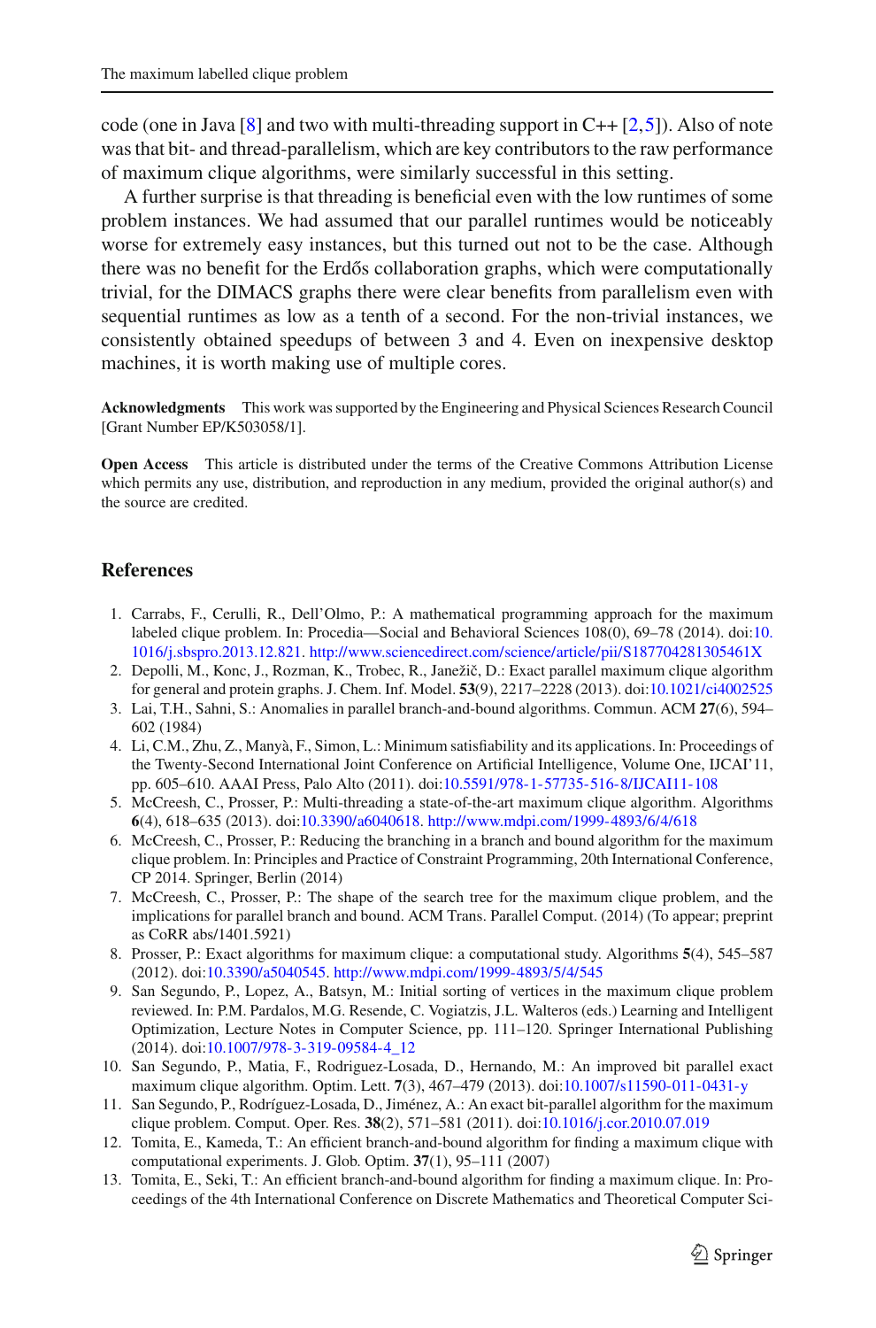code (one in Java [8] and two with multi-threading support in C++ [2,5]). Also of note was that bit- and thread-parallelism, which are key contributors to the raw performance of maximum clique algorithms, were similarly successful in this setting.

A further surprise is that threading is beneficial even with the low runtimes of some problem instances. We had assumed that our parallel runtimes would be noticeably worse for extremely easy instances, but this turned out not to be the case. Although there was no benefit for the Erdős collaboration graphs, which were computationally trivial, for the DIMACS graphs there were clear benefits from parallelism even with sequential runtimes as low as a tenth of a second. For the non-trivial instances, we consistently obtained speedups of between 3 and 4. Even on inexpensive desktop machines, it is worth making use of multiple cores.

**Acknowledgments** This work was supported by the Engineering and Physical Sciences Research Council [Grant Number EP/K503058/1].

**Open Access** This article is distributed under the terms of the Creative Commons Attribution License which permits any use, distribution, and reproduction in any medium, provided the original author(s) and the source are credited.

## References

1. Carrabs, F., Cerulli, R., Dell'Olmo, P.: A mathematical programming approach for the maximum labeled clique problem. In: Procedia—Social and Behavioral Sciences 108(0), 69–78 (2014). doi:10.1016/j.sbspro.2013.12.821. http://www.sciencedirect.com/science/article/pii/S187704281305461X
2. Depolli, M., Konc, J., Rozman, K., Trobec, R., Janežič, D.: Exact parallel maximum clique algorithm for general and protein graphs. J. Chem. Inf. Model. **53**(9), 2217–2228 (2013). doi:10.1021/ci4002525
3. Lai, T.H., Sahni, S.: Anomalies in parallel branch-and-bound algorithms. Commun. ACM **27**(6), 594–602 (1984)
4. Li, C.M., Zhu, Z., Manyà, F., Simon, L.: Minimum satisfiability and its applications. In: Proceedings of the Twenty-Second International Joint Conference on Artificial Intelligence, Volume One, IJCAI'11, pp. 605–610. AAAI Press, Palo Alto (2011). doi:10.5591/978-1-57735-516-8/IJCAI11-108
5. McCreesh, C., Prosser, P.: Multi-threading a state-of-the-art maximum clique algorithm. Algorithms **6**(4), 618–635 (2013). doi:10.3390/a6040618. http://www.mdpi.com/1999-4893/6/4/618
6. McCreesh, C., Prosser, P.: Reducing the branching in a branch and bound algorithm for the maximum clique problem. In: Principles and Practice of Constraint Programming, 20th International Conference, CP 2014. Springer, Berlin (2014)
7. McCreesh, C., Prosser, P.: The shape of the search tree for the maximum clique problem, and the implications for parallel branch and bound. ACM Trans. Parallel Comput. (2014) (To appear; preprint as CoRR abs/1401.5921)
8. Prosser, P.: Exact algorithms for maximum clique: a computational study. Algorithms **5**(4), 545–587 (2012). doi:10.3390/a5040545. http://www.mdpi.com/1999-4893/5/4/545
9. San Segundo, P., Lopez, A., Batsyn, M.: Initial sorting of vertices in the maximum clique problem reviewed. In: P.M. Pardalos, M.G. Resende, C. Vogiatzis, J.L. Walteros (eds.) Learning and Intelligent Optimization, Lecture Notes in Computer Science, pp. 111–120. Springer International Publishing (2014). doi:10.1007/978-3-319-09584-4_12
10. San Segundo, P., Matia, F., Rodriguez-Losada, D., Hernando, M.: An improved bit parallel exact maximum clique algorithm. Optim. Lett. **7**(3), 467–479 (2013). doi:10.1007/s11590-011-0431-y
11. San Segundo, P., Rodríguez-Losada, D., Jiménez, A.: An exact bit-parallel algorithm for the maximum clique problem. Comput. Oper. Res. **38**(2), 571–581 (2011). doi:10.1016/j.cor.2010.07.019
12. Tomita, E., Kameda, T.: An efficient branch-and-bound algorithm for finding a maximum clique with computational experiments. J. Glob. Optim. **37**(1), 95–111 (2007)
13. Tomita, E., Seki, T.: An efficient branch-and-bound algorithm for finding a maximum clique. In: Proceedings of the 4th International Conference on Discrete Mathematics and Theoretical Computer Sci-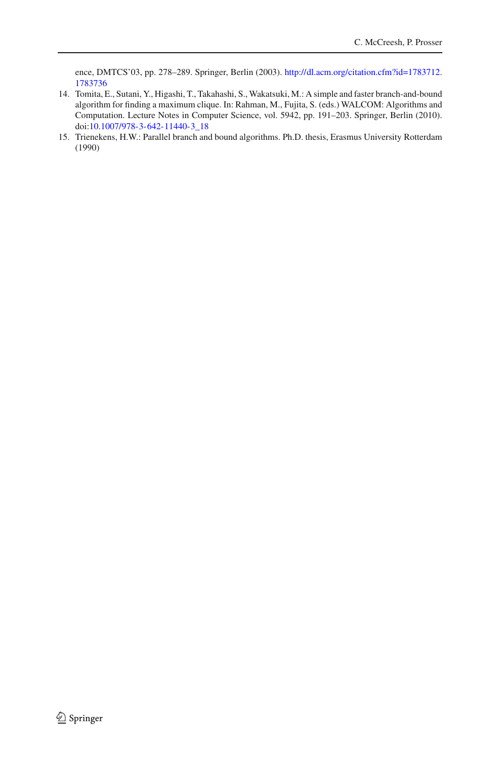ence, DMTCS'03, pp. 278–289. Springer, Berlin (2003). http://dl.acm.org/citation.cfm?id=1783712.1783736

14. Tomita, E., Sutani, Y., Higashi, T., Takahashi, S., Wakatsuki, M.: A simple and faster branch-and-bound algorithm for finding a maximum clique. In: Rahman, M., Fujita, S. (eds.) WALCOM: Algorithms and Computation. Lecture Notes in Computer Science, vol. 5942, pp. 191–203. Springer, Berlin (2010). doi:10.1007/978-3-642-11440-3_18
15. Trienekens, H.W.: Parallel branch and bound algorithms. Ph.D. thesis, Erasmus University Rotterdam (1990)